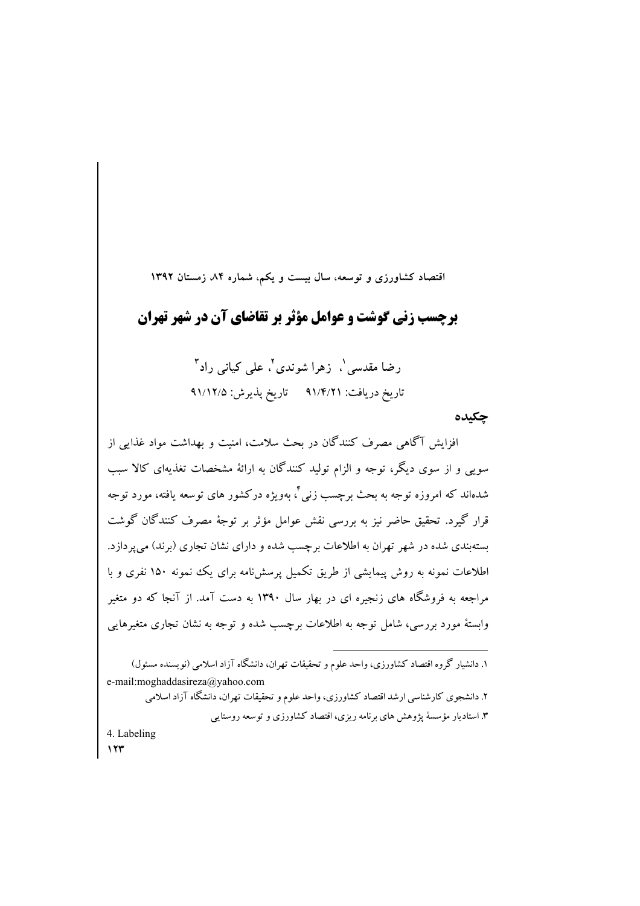# برچسب زنی گوشت و عوامل مؤثر بر تقاضای آن در شهر تهران

رضا مقدسی[1]، زهرا شوندی[2]، علی کیانی راد[3]

تاریخ دریافت: ۹۱/۴/۲۱ تاریخ پذیرش: ۹۱/۱۲/۵

## چکیده

افزایش آگاهی مصرف کنندگان در بحث سلامت، امنیت و بهداشت مواد غذایی از سویی و از سوی دیگر، توجه و الزام تولید کنندگان به ارائهٔ مشخصات تغذیه‌ای کالا سبب شده‌اند که امروزه توجه به بحث برچسب زنی[4]، به‌ویژه درکشور های توسعه یافته، مورد توجه قرار گیرد. تحقیق حاضر نیز به بررسی نقش عوامل مؤثر بر توجهٔ مصرف کنندگان گوشت بسته‌بندی شده در شهر تهران به اطلاعات برچسب شده و دارای نشان تجاری (برند) می‌پردازد. اطلاعات نمونه به روش پیمایشی از طریق تکمیل پرسش‌نامه برای یک نمونه ۱۵۰ نفری و با مراجعه به فروشگاه های زنجیره ای در بهار سال ۱۳۹۰ به دست آمد. از آنجا که دو متغیر وابستهٔ مورد بررسی، شامل توجه به اطلاعات برچسب شده و توجه به نشان تجاری متغیرهایی

---

۱. دانشیار گروه اقتصاد کشاورزی، واحد علوم و تحقیقات تهران، دانشگاه آزاد اسلامی (نویسنده مسئول)
e-mail:moghaddasireza@yahoo.com

۲. دانشجوی کارشناسی ارشد اقتصاد کشاورزی، واحد علوم و تحقیقات تهران، دانشگاه آزاد اسلامی

۳. استادیار مؤسسهٔ پژوهش های برنامه ریزی، اقتصاد کشاورزی و توسعه روستایی

4. Labeling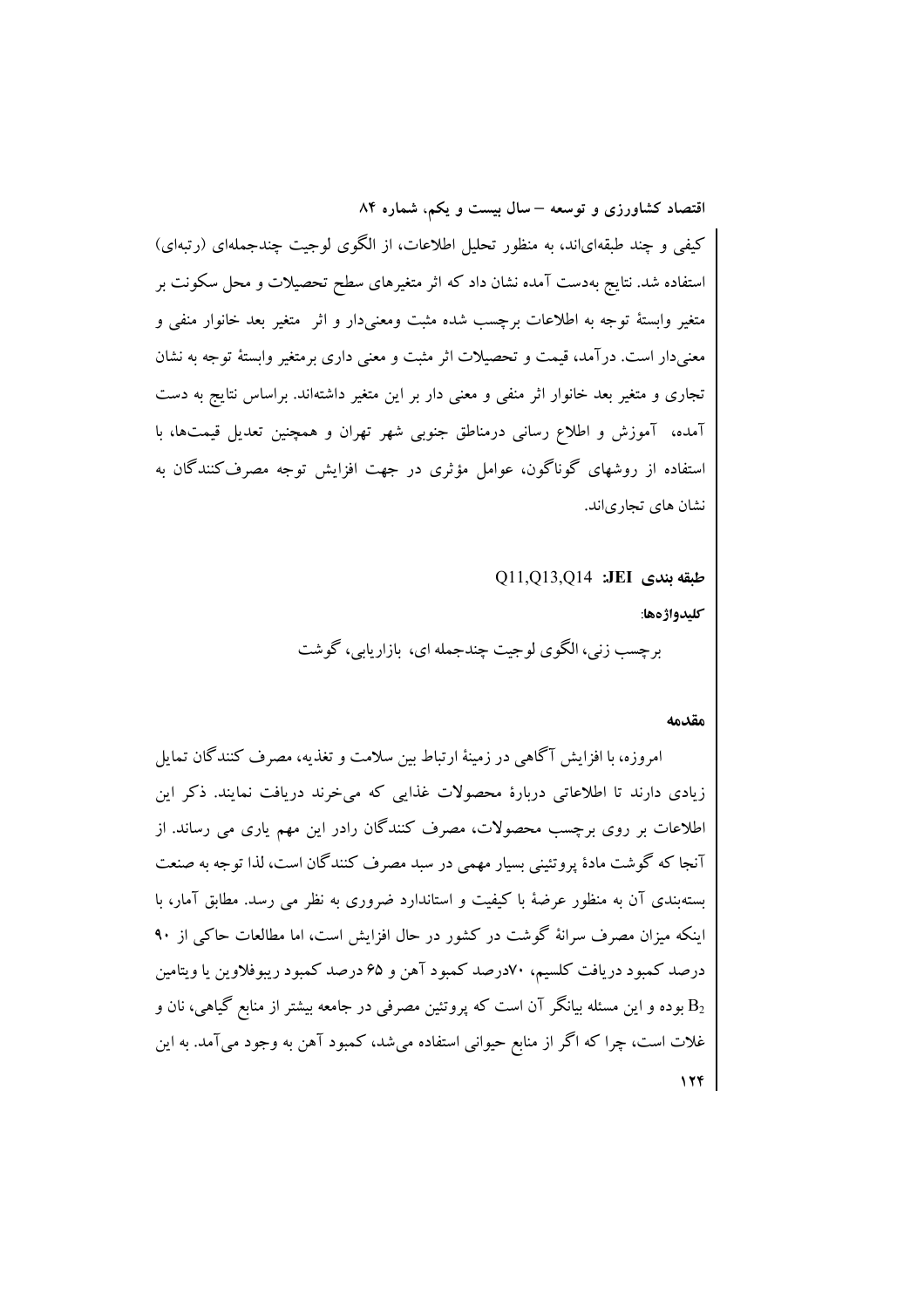کیفی و چند طبقه‌ای‌اند، به منظور تحلیل اطلاعات، از الگوی لوجیت چندجمله‌ای (رتبه‌ای) استفاده شد. نتایج به‌دست آمده نشان داد که اثر متغیرهای سطح تحصیلات و محل سکونت بر متغیر وابستهٔ توجه به اطلاعات برچسب شده مثبت ومعنی‌دار و اثر متغیر بعد خانوار منفی و معنی‌دار است. درآمد، قیمت و تحصیلات اثر مثبت و معنی داری برمتغیر وابستهٔ توجه به نشان تجاری و متغیر بعد خانوار اثر منفی و معنی دار بر این متغیر داشته‌اند. براساس نتایج به دست آمده، آموزش و اطلاع رسانی درمناطق جنوبی شهر تهران و همچنین تعدیل قیمت‌ها، با استفاده از روشهای گوناگون، عوامل مؤثری در جهت افزایش توجه مصرف‌کنندگان به نشان های تجاری‌اند.

**طبقه بندی JEI:** Q11,Q13,Q14

**کلیدواژه‌ها:**

برچسب زنی، الگوی لوجیت چندجمله ای، بازاریابی، گوشت

## مقدمه

امروزه، با افزایش آگاهی در زمینهٔ ارتباط بین سلامت و تغذیه، مصرف کنندگان تمایل زیادی دارند تا اطلاعاتی دربارهٔ محصولات غذایی که می‌خرند دریافت نمایند. ذکر این اطلاعات بر روی برچسب محصولات، مصرف کنندگان رادر این مهم یاری می رساند. از آنجا که گوشت مادهٔ پروتئینی بسیار مهمی در سبد مصرف کنندگان است، لذا توجه به صنعت بسته‌بندی آن به منظور عرضهٔ با کیفیت و استاندارد ضروری به نظر می رسد. مطابق آمار، با اینکه میزان مصرف سرانهٔ گوشت در کشور در حال افزایش است، اما مطالعات حاکی از ۹۰ درصد کمبود دریافت کلسیم، ۷۰درصد کمبود آهن و ۶۵ درصد کمبود ریبوفلاوین یا ویتامین $B_2$ بوده و این مسئله بیانگر آن است که پروتئین مصرفی در جامعه بیشتر از منابع گیاهی، نان و غلات است، چرا که اگر از منابع حیوانی استفاده می‌شد، کمبود آهن به وجود می‌آمد. به این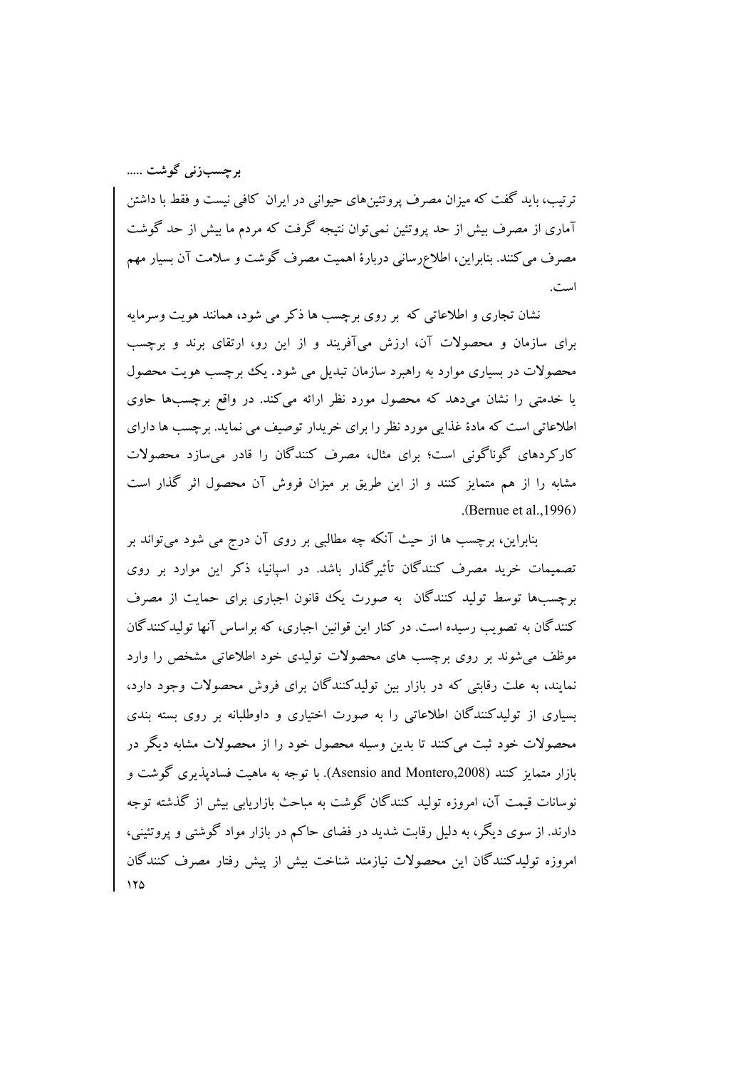ترتیب، باید گفت که میزان مصرف پروتئین‌های حیوانی در ایران کافی نیست و فقط با داشتن آماری از مصرف بیش از حد پروتئین نمی‌توان نتیجه گرفت که مردم ما بیش از حد گوشت مصرف می‌کنند. بنابراین، اطلاع‌رسانی دربارهٔ اهمیت مصرف گوشت و سلامت آن بسیار مهم است.

نشان تجاری و اطلاعاتی که بر روی برچسب ها ذکر می شود، همانند هویت وسرمایه برای سازمان و محصولات آن، ارزش می‌آفریند و از این رو، ارتقای برند و برچسب محصولات در بسیاری موارد به راهبرد سازمان تبدیل می شود. یک برچسب هویت محصول یا خدمتی را نشان می‌دهد که محصول مورد نظر ارائه می‌کند. در واقع برچسب‌ها حاوی اطلاعاتی است که مادهٔ غذایی مورد نظر را برای خریدار توصیف می نماید. برچسب ها دارای کارکردهای گوناگونی است؛ برای مثال، مصرف کنندگان را قادر می‌سازد محصولات مشابه را از هم متمایز کنند و از این طریق بر میزان فروش آن محصول اثر گذار است (Bernue et al.,1996).

بنابراین، برچسب ها از حیث آنکه چه مطالبی بر روی آن درج می شود می‌تواند بر تصمیمات خرید مصرف کنندگان تأثیرگذار باشد. در اسپانیا، ذکر این موارد بر روی برچسب‌ها توسط تولید کنندگان به صورت یک قانون اجباری برای حمایت از مصرف کنندگان به تصویب رسیده است. در کنار این قوانین اجباری، که براساس آنها تولیدکنندگان موظف می‌شوند بر روی برچسب های محصولات تولیدی خود اطلاعاتی مشخص را وارد نمایند، به علت رقابتی که در بازار بین تولیدکنندگان برای فروش محصولات وجود دارد، بسیاری از تولیدکنندگان اطلاعاتی را به صورت اختیاری و داوطلبانه بر روی بسته بندی محصولات خود ثبت می‌کنند تا بدین وسیله محصول خود را از محصولات مشابه دیگر در بازار متمایز کنند (Asensio and Montero,2008). با توجه به ماهیت فسادپذیری گوشت و نوسانات قیمت آن، امروزه تولید کنندگان گوشت به مباحث بازاریابی بیش از گذشته توجه دارند. از سوی دیگر، به دلیل رقابت شدید در فضای حاکم در بازار مواد گوشتی و پروتئینی، امروزه تولیدکنندگان این محصولات نیازمند شناخت بیش از پیش رفتار مصرف کنندگان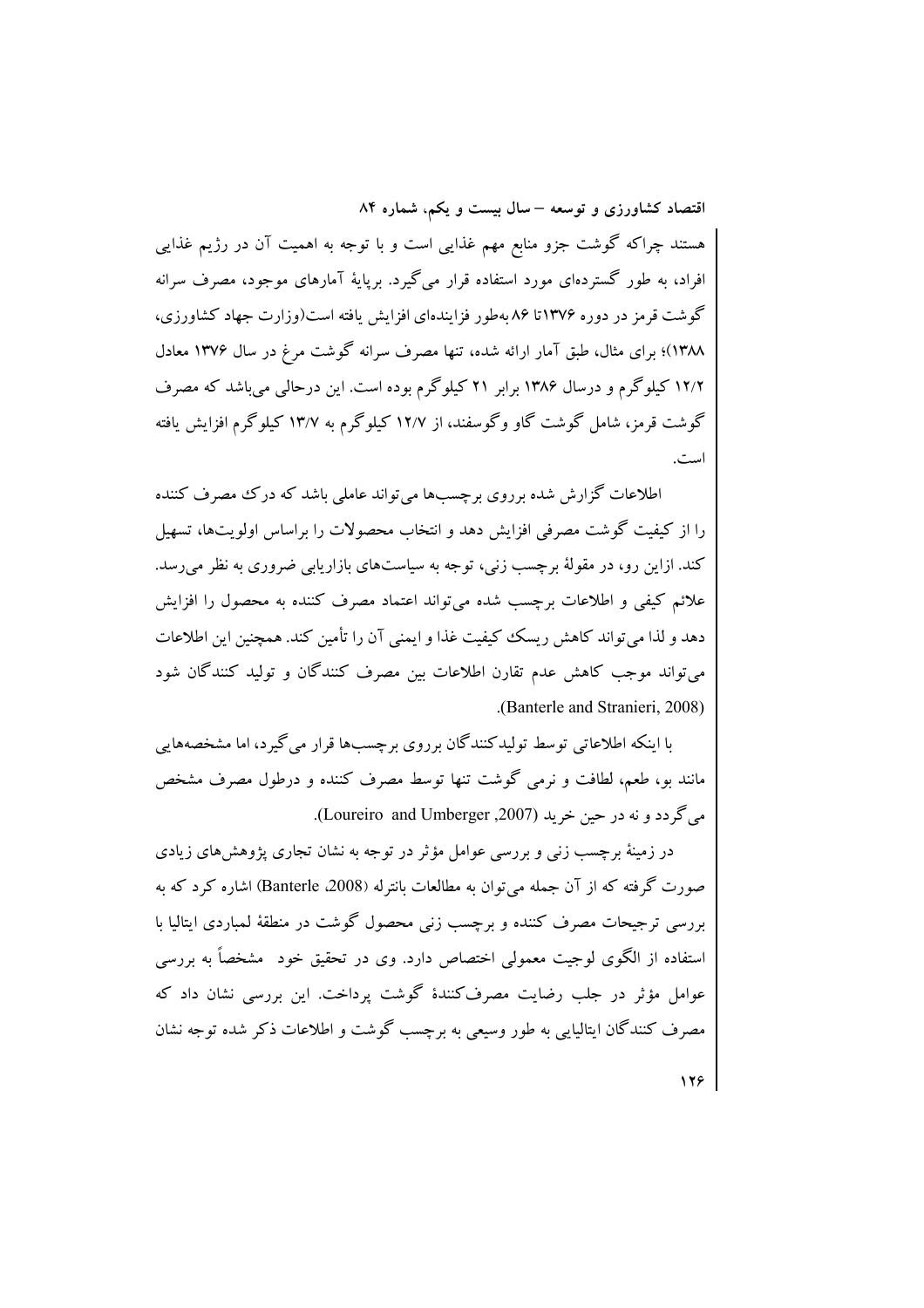هستند چراکه گوشت جزو منابع مهم غذایی است و با توجه به اهمیت آن در رژیم غذایی افراد، به طور گسترده‌ای مورد استفاده قرار می‌گیرد. برپایهٔ آمارهای موجود، مصرف سرانه گوشت قرمز در دوره ۱۳۷۶تا ۸۶ به‌طور فزاینده‌ای افزایش یافته است(وزارت جهاد کشاورزی، ۱۳۸۸)؛ برای مثال، طبق آمار ارائه شده، تنها مصرف سرانه گوشت مرغ در سال ۱۳۷۶ معادل ۱۲/۲ کیلوگرم و درسال ۱۳۸۶ برابر ۲۱ کیلوگرم بوده است. این درحالی می‌باشد که مصرف گوشت قرمز، شامل گوشت گاو وگوسفند، از ۱۲/۷ کیلوگرم به ۱۳/۷ کیلوگرم افزایش یافته است.

اطلاعات گزارش شده برروی برچسب‌ها می‌تواند عاملی باشد که درک مصرف کننده را از کیفیت گوشت مصرفی افزایش دهد و انتخاب محصولات را براساس اولویت‌ها، تسهیل کند. ازاین رو، در مقولهٔ برچسب زنی، توجه به سیاست‌های بازاریابی ضروری به نظر می‌رسد. علائم کیفی و اطلاعات برچسب شده می‌تواند اعتماد مصرف کننده به محصول را افزایش دهد و لذا می‌تواند کاهش ریسک کیفیت غذا و ایمنی آن را تأمین کند. همچنین این اطلاعات می‌تواند موجب کاهش عدم تقارن اطلاعات بین مصرف کنندگان و تولید کنندگان شود (Banterle and Stranieri, 2008).

با اینکه اطلاعاتی توسط تولیدکنندگان برروی برچسب‌ها قرار می‌گیرد، اما مشخصه‌هایی مانند بو، طعم، لطافت و نرمی گوشت تنها توسط مصرف کننده و درطول مصرف مشخص می‌گردد و نه در حین خرید (Loureiro and Umberger ,2007).

در زمینهٔ برچسب زنی و بررسی عوامل مؤثر در توجه به نشان تجاری پژوهش‌های زیادی صورت گرفته که از آن جمله می‌توان به مطالعات بانترله (Banterle ،2008) اشاره کرد که به بررسی ترجیحات مصرف کننده و برچسب زنی محصول گوشت در منطقهٔ لمباردی ایتالیا با استفاده از الگوی لوجیت معمولی اختصاص دارد. وی در تحقیق خود مشخصاً به بررسی عوامل مؤثر در جلب رضایت مصرف‌کنندهٔ گوشت پرداخت. این بررسی نشان داد که مصرف کنندگان ایتالیایی به طور وسیعی به برچسب گوشت و اطلاعات ذکر شده توجه نشان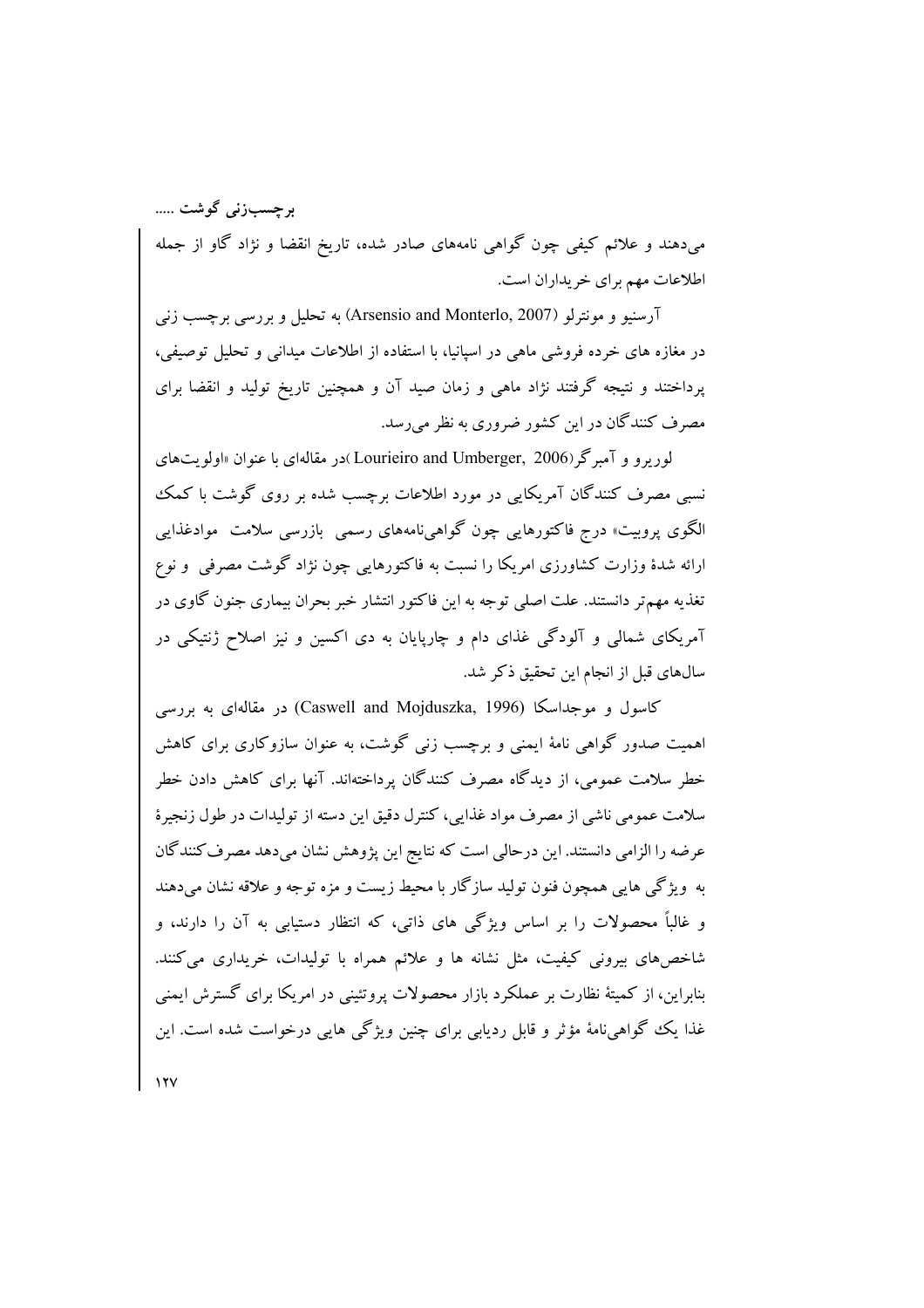می‌دهند و علائم کیفی چون گواهی نامه‌های صادر شده، تاریخ انقضا و نژاد گاو از جمله اطلاعات مهم برای خریداران است.

آرسنیو و مونترلو (Arsensio and Monterlo, 2007) به تحلیل و بررسی برچسب زنی در مغازه های خرده فروشی ماهی در اسپانیا، با استفاده از اطلاعات میدانی و تحلیل توصیفی، پرداختند و نتیجه گرفتند نژاد ماهی و زمان صید آن و همچنین تاریخ تولید و انقضا برای مصرف کنندگان در این کشور ضروری به نظر می‌رسد.

لوریرو و آمبرگر(Lourieiro and Umberger, 2006 )در مقاله‌ای با عنوان «اولویت‌های نسبی مصرف کنندگان آمریکایی در مورد اطلاعات برچسب شده بر روی گوشت با کمک الگوی پروبیت» درج فاکتورهایی چون گواهی‌نامه‌های رسمی بازرسی سلامت موادغذایی ارائه شدهٔ وزارت کشاورزی امریکا را نسبت به فاکتورهایی چون نژاد گوشت مصرفی و نوع تغذیه مهم‌تر دانستند. علت اصلی توجه به این فاکتور انتشار خبر بحران بیماری جنون گاوی در آمریکای شمالی و آلودگی غذای دام و چارپایان به دی اکسین و نیز اصلاح ژنتیکی در سال‌های قبل از انجام این تحقیق ذکر شد.

کاسول و موجداسکا (Caswell and Mojduszka, 1996) در مقاله‌ای به بررسی اهمیت صدور گواهی نامهٔ ایمنی و برچسب زنی گوشت، به عنوان سازوکاری برای کاهش خطر سلامت عمومی، از دیدگاه مصرف کنندگان پرداخته‌اند. آنها برای کاهش دادن خطر سلامت عمومی ناشی از مصرف مواد غذایی، کنترل دقیق این دسته از تولیدات در طول زنجیرهٔ عرضه را الزامی دانستند. این درحالی است که نتایج این پژوهش نشان می‌دهد مصرف‌کنندگان به ویژگی هایی همچون فنون تولید سازگار با محیط زیست و مزه توجه و علاقه نشان می‌دهند و غالباً محصولات را بر اساس ویژگی های ذاتی، که انتظار دستیابی به آن را دارند، و شاخص‌های بیرونی کیفیت، مثل نشانه ها و علائم همراه با تولیدات، خریداری می‌کنند. بنابراین، از کمیتهٔ نظارت بر عملکرد بازار محصولات پروتئینی در امریکا برای گسترش ایمنی غذا یک گواهی‌نامهٔ مؤثر و قابل ردیابی برای چنین ویژگی هایی درخواست شده است. این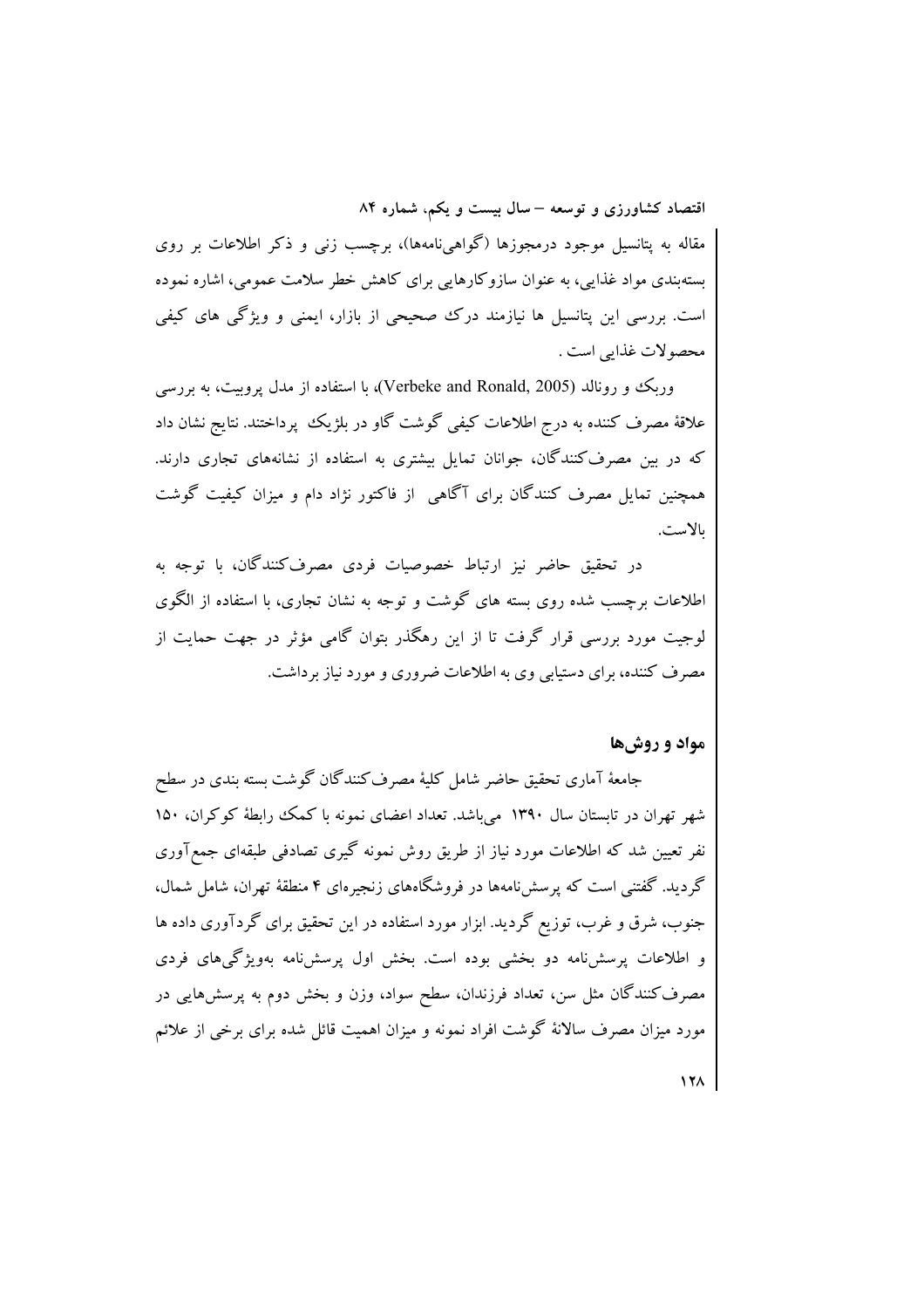مقاله به پتانسیل موجود درمجوزها (گواهی‌نامه‌ها)، برچسب زنی و ذکر اطلاعات بر روی بسته‌بندی مواد غذایی، به عنوان سازوکارهایی برای کاهش خطر سلامت عمومی، اشاره نموده است. بررسی این پتانسیل ها نیازمند درک صحیحی از بازار، ایمنی و ویژگی های کیفی محصولات غذایی است .

وربک و رونالد (Verbeke and Ronald, 2005)، با استفاده از مدل پروبیت، به بررسی علاقهٔ مصرف کننده به درج اطلاعات کیفی گوشت گاو در بلژیک پرداختند. نتایج نشان داد که در بین مصرف‌کنندگان، جوانان تمایل بیشتری به استفاده از نشانه‌های تجاری دارند. همچنین تمایل مصرف کنندگان برای آگاهی از فاکتور نژاد دام و میزان کیفیت گوشت بالاست.

در تحقیق حاضر نیز ارتباط خصوصیات فردی مصرف‌کنندگان، با توجه به اطلاعات برچسب شده روی بسته های گوشت و توجه به نشان تجاری، با استفاده از الگوی لوجیت مورد بررسی قرار گرفت تا از این رهگذر بتوان گامی مؤثر در جهت حمایت از مصرف کننده، برای دستیابی وی به اطلاعات ضروری و مورد نیاز برداشت.

## مواد و روش‌ها

جامعهٔ آماری تحقیق حاضر شامل کلیهٔ مصرف‌کنندگان گوشت بسته بندی در سطح شهر تهران در تابستان سال ۱۳۹۰ می‌باشد. تعداد اعضای نمونه با کمک رابطهٔ کوکران، ۱۵۰ نفر تعیین شد که اطلاعات مورد نیاز از طریق روش نمونه گیری تصادفی طبقه‌ای جمع‌آوری گردید. گفتنی است که پرسش‌نامه‌ها در فروشگاه‌های زنجیره‌ای ۴ منطقهٔ تهران، شامل شمال، جنوب، شرق و غرب، توزیع گردید. ابزار مورد استفاده در این تحقیق برای گردآوری داده ها و اطلاعات پرسش‌نامه دو بخشی بوده است. بخش اول پرسش‌نامه به‌ویژگی‌های فردی مصرف‌کنندگان مثل سن، تعداد فرزندان، سطح سواد، وزن و بخش دوم به پرسش‌هایی در مورد میزان مصرف سالانهٔ گوشت افراد نمونه و میزان اهمیت قائل شده برای برخی از علائم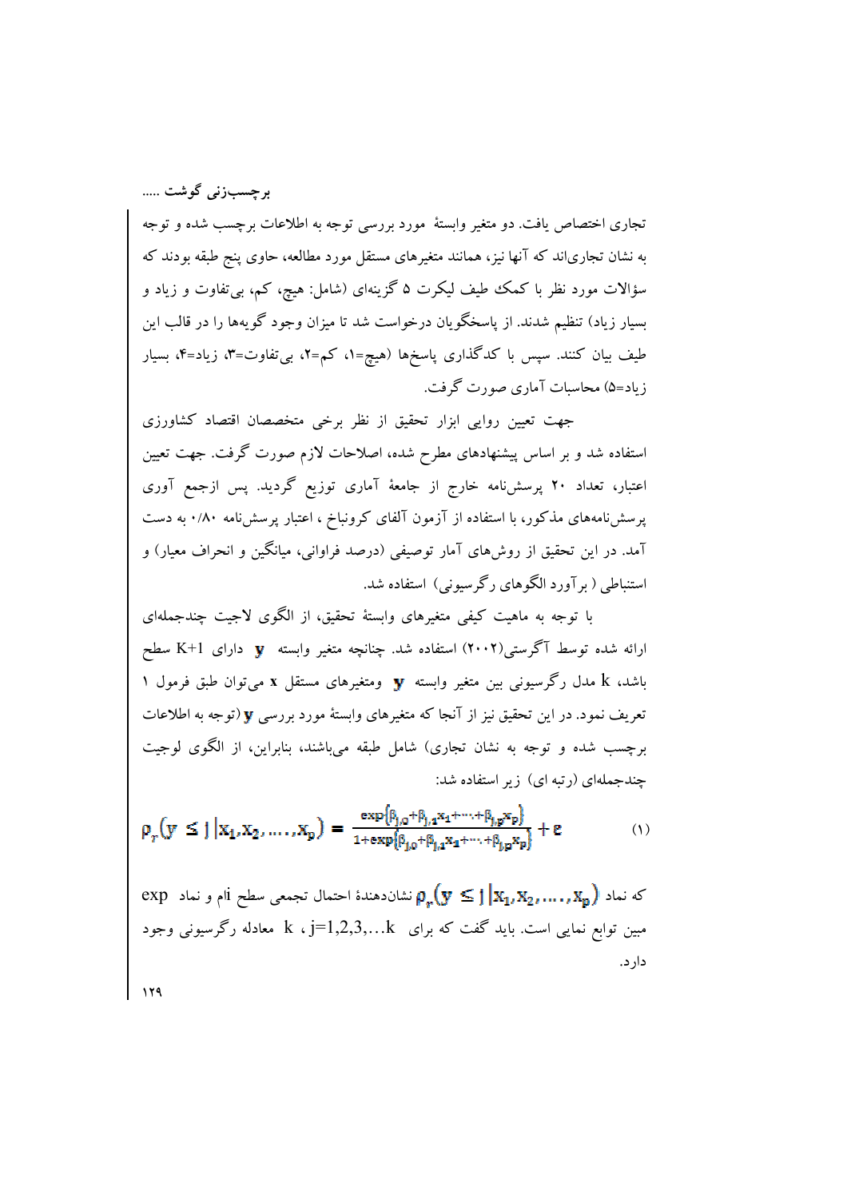تجاری اختصاص یافت. دو متغیر وابستهٔ مورد بررسی توجه به اطلاعات برچسب شده و توجه به نشان تجاری‌اند که آنها نیز، همانند متغیرهای مستقل مورد مطالعه، حاوی پنج طبقه بودند که سؤالات مورد نظر با کمک طیف لیکرت ۵ گزینه‌ای (شامل: هیچ، کم، بی‌تفاوت و زیاد و بسیار زیاد) تنظیم شدند. از پاسخگویان درخواست شد تا میزان وجود گویه‌ها را در قالب این طیف بیان کنند. سپس با کدگذاری پاسخها (هیچ=۱، کم=۲، بی‌تفاوت=۳، زیاد=۴، بسیار زیاد=۵) محاسبات آماری صورت گرفت.

جهت تعیین روایی ابزار تحقیق از نظر برخی متخصصان اقتصاد کشاورزی استفاده شد و بر اساس پیشنهادهای مطرح شده، اصلاحات لازم صورت گرفت. جهت تعیین اعتبار، تعداد ۲۰ پرسش‌نامه خارج از جامعهٔ آماری توزیع گردید. پس ازجمع آوری پرسش‌نامه‌های مذکور، با استفاده از آزمون آلفای کرونباخ ، اعتبار پرسش‌نامه ۰/۸۰ به دست آمد. در این تحقیق از روش‌های آمار توصیفی (درصد فراوانی، میانگین و انحراف معیار) و استنباطی ( برآورد الگوهای رگرسیونی) استفاده شد.

با توجه به ماهیت کیفی متغیرهای وابستهٔ تحقیق، از الگوی لاجیت چندجمله‌ای ارائه شده توسط آگرستی(۲۰۰۲) استفاده شد. چنانچه متغیر وابسته $\mathbf{y}$ دارای K+1 سطح باشد، k مدل رگرسیونی بین متغیر وابسته $\mathbf{y}$ ومتغیرهای مستقل $\mathbf{x}$ می‌توان طبق فرمول ۱ تعریف نمود. در این تحقیق نیز از آنجا که متغیرهای وابستهٔ مورد بررسی $\mathbf{y}$ (توجه به اطلاعات برچسب شده و توجه به نشان تجاری) شامل طبقه می‌باشند، بنابراین، از الگوی لوجیت چندجمله‌ای (رتبه ای) زیر استفاده شد:

$$\rho_r\left(y \leq j \,|\, x_1, x_2, \ldots, x_p\right) = \frac{\exp\{\beta_{j,0}+\beta_{j,1}x_1+\cdots+\beta_{j,p}x_p\}}{1+\exp\{\beta_{j,0}+\beta_{j,1}x_1+\cdots+\beta_{j,p}x_p\}} + \varepsilon \qquad (1)$$

که نماد $\rho_r\left(y \leq j \,|\, x_1, x_2, \ldots, x_p\right)$ نشان‌دهندهٔ احتمال تجمعی سطح iام و نماد exp مبین توابع نمایی است. باید گفت که برای j=1,2,3,…k ، k معادله رگرسیونی وجود دارد.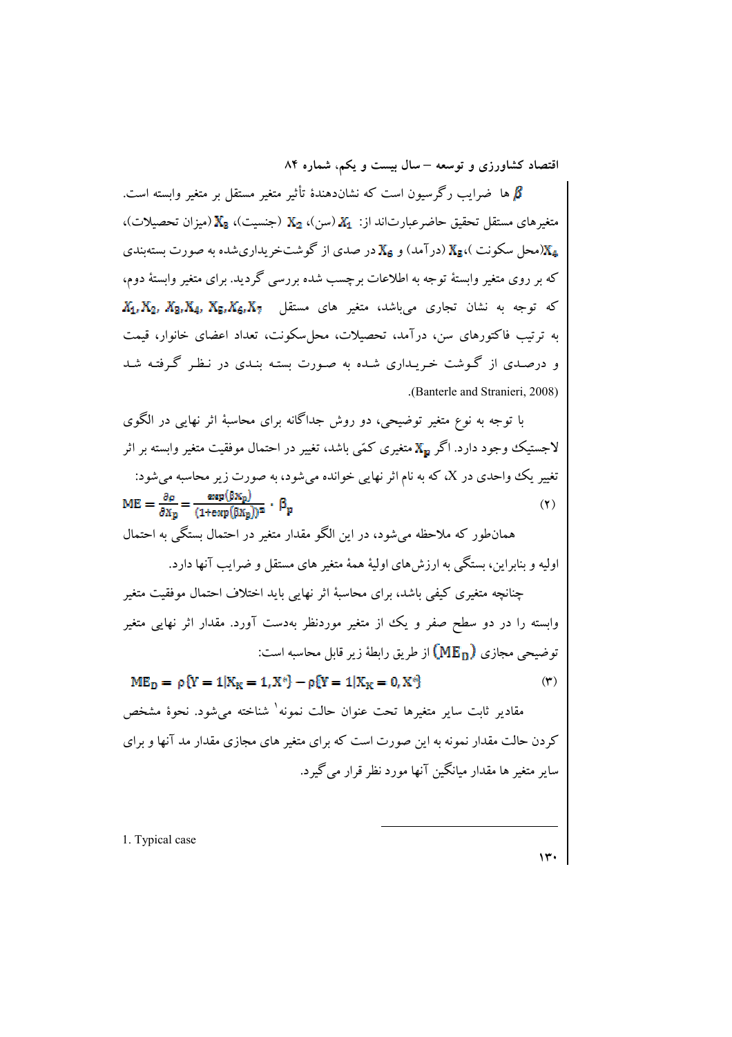$\beta$ ها ضرایب رگرسیون است که نشان‌دهندهٔ تأثیر متغیر مستقل بر متغیر وابسته است. متغیرهای مستقل تحقیق حاضرعبارت‌اند از: $X_1$ (سن)، $X_2$ (جنسیت)، $X_3$ (میزان تحصیلات)، $X_4$(محل سکونت )،$X_5$ (درآمد) و $X_6$ در صدی از گوشت‌خریداری‌شده به صورت بسته‌بندی که بر روی متغیر وابستهٔ توجه به اطلاعات برچسب شده بررسی گردید. برای متغیر وابستهٔ دوم، که توجه به نشان تجاری می‌باشد، متغیر های مستقل $X_1, X_2, X_3, X_4, X_5, X_6, X_7$ به ترتیب فاکتورهای سن، درآمد، تحصیلات، محل‌سکونت، تعداد اعضای خانوار، قیمت و درصدی از گوشت خریداری شده به صورت بسته بندی در نظر گرفته شد (Banterle and Stranieri, 2008).

با توجه به نوع متغیر توضیحی، دو روش جداگانه برای محاسبهٔ اثر نهایی در الگوی لاجستیک وجود دارد. اگر $X_p$ متغیری کمّی باشد، تغییر در احتمال موفقیت متغیر وابسته بر اثر تغییر یک واحدی در X، که به نام اثر نهایی خوانده می‌شود، به صورت زیر محاسبه می‌شود:

$$ME = \frac{\partial \rho}{\partial X_p} = \frac{\exp(\beta X_p)}{(1+\exp(\beta X_p))^2} \cdot \beta_p \qquad (۲)$$

همان‌طور که ملاحظه می‌شود، در این الگو مقدار متغیر در احتمال بستگی به احتمال اولیه و بنابراین، بستگی به ارزش‌های اولیهٔ همهٔ متغیر های مستقل و ضرایب آنها دارد.

چنانچه متغیری کیفی باشد، برای محاسبهٔ اثر نهایی باید اختلاف احتمال موفقیت متغیر وابسته را در دو سطح صفر و یک از متغیر موردنظر به‌دست آورد. مقدار اثر نهایی متغیر توضیحی مجازی ($ME_D$) از طریق رابطهٔ زیر قابل محاسبه است:

$$ME_D = \rho\{Y = 1 | X_K = 1, X^*\} - \rho\{Y = 1 | X_K = 0, X^*\} \qquad (۳)$$

مقادیر ثابت سایر متغیرها تحت عنوان حالت نمونه[1] شناخته می‌شود. نحوهٔ مشخص کردن حالت مقدار نمونه به این صورت است که برای متغیر های مجازی مقدار مد آنها و برای سایر متغیر ها مقدار میانگین آنها مورد نظر قرار می‌گیرد.

1. Typical case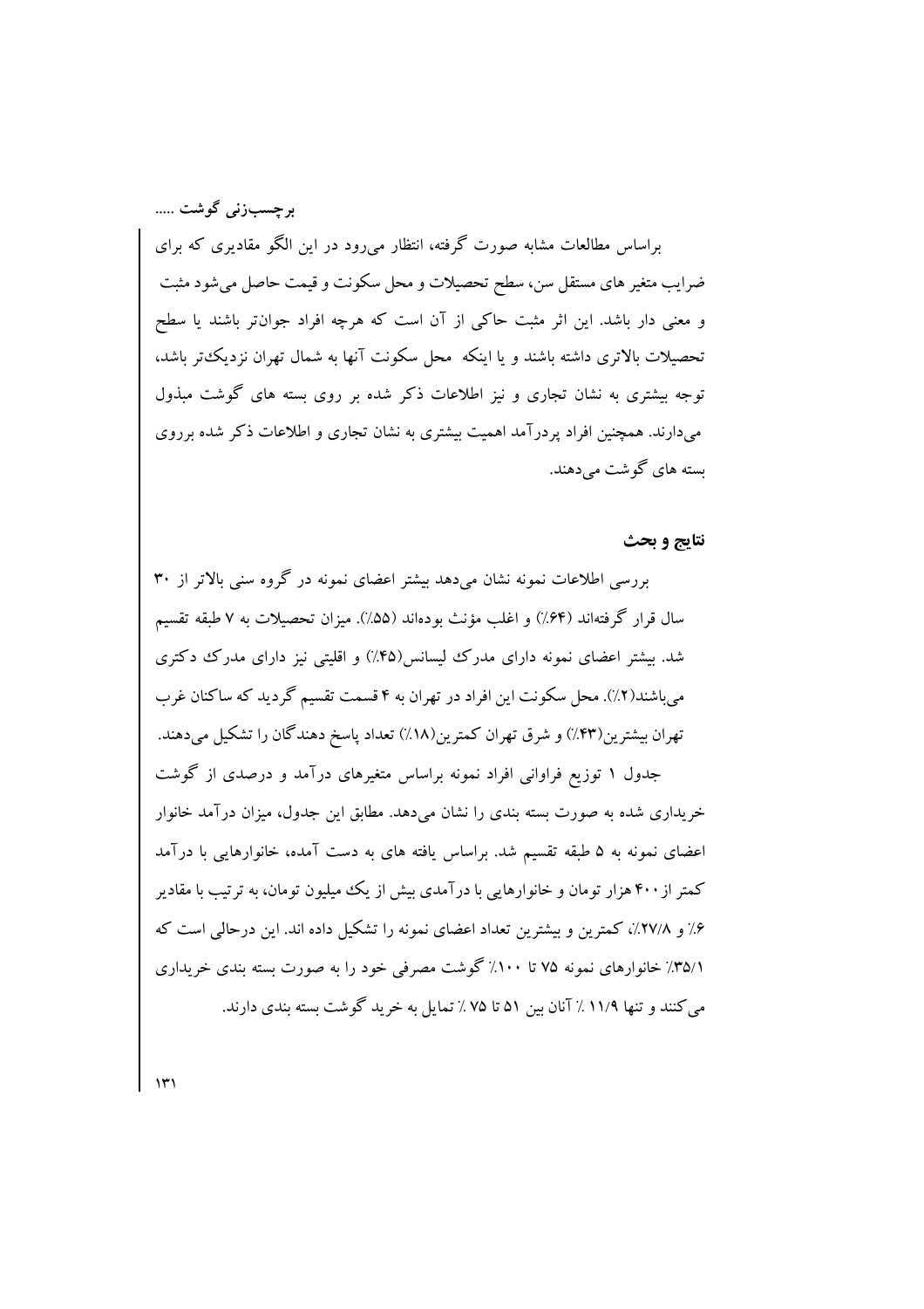براساس مطالعات مشابه صورت گرفته، انتظار می‌رود در این الگو مقادیری که برای ضرایب متغیر های مستقل سن، سطح تحصیلات و محل سکونت و قیمت حاصل می‌شود مثبت و معنی دار باشد. این اثر مثبت حاکی از آن است که هرچه افراد جوان‌تر باشند یا سطح تحصیلات بالاتری داشته باشند و یا اینکه محل سکونت آنها به شمال تهران نزدیک‌تر باشد، توجه بیشتری به نشان تجاری و نیز اطلاعات ذکر شده بر روی بسته های گوشت مبذول می‌دارند. همچنین افراد پردرآمد اهمیت بیشتری به نشان تجاری و اطلاعات ذکر شده برروی بسته های گوشت می‌دهند.

## نتایج و بحث

بررسی اطلاعات نمونه نشان می‌دهد بیشتر اعضای نمونه در گروه سنی بالاتر از ۳۰ سال قرار گرفته‌اند (۶۴٪) و اغلب مؤنث بوده‌اند (۵۵٪). میزان تحصیلات به ۷ طبقه تقسیم شد. بیشتر اعضای نمونه دارای مدرک لیسانس(۴۵٪) و اقلیتی نیز دارای مدرک دکتری می‌باشند(۲٪). محل سکونت این افراد در تهران به ۴ قسمت تقسیم گردید که ساکنان غرب تهران بیشترین(۴۳٪) و شرق تهران کمترین(۱۸٪) تعداد پاسخ دهندگان را تشکیل می‌دهند.

جدول ۱ توزیع فراوانی افراد نمونه براساس متغیرهای درآمد و درصدی از گوشت خریداری شده به صورت بسته بندی را نشان می‌دهد. مطابق این جدول، میزان درآمد خانوار اعضای نمونه به ۵ طبقه تقسیم شد. براساس یافته های به دست آمده، خانوارهایی با درآمد کمتر از ۴۰۰ هزار تومان و خانوارهایی با درآمدی بیش از یک میلیون تومان، به ترتیب با مقادیر ۶٪ و ۲۷/۸٪، کمترین و بیشترین تعداد اعضای نمونه را تشکیل داده اند. این درحالی است که ۳۵/۱٪ خانوارهای نمونه ۷۵ تا ۱۰۰٪ گوشت مصرفی خود را به صورت بسته بندی خریداری می‌کنند و تنها ۱۱/۹ ٪ آنان بین ۵۱ تا ۷۵ ٪ تمایل به خرید گوشت بسته بندی دارند.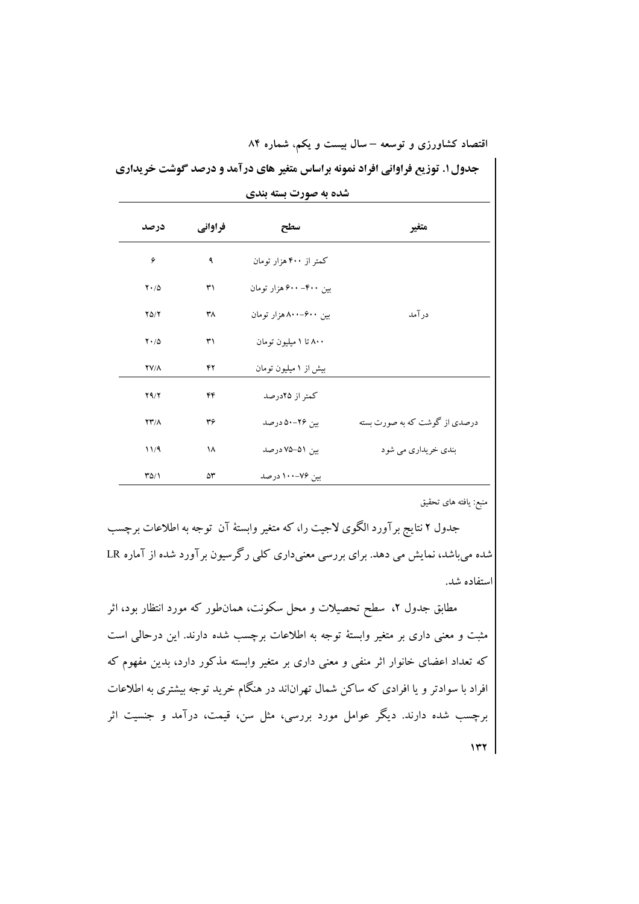**جدول ۱. توزیع فراوانی افراد نمونه براساس متغیر های درآمد و درصد گوشت خریداری شده به صورت بسته بندی**

| متغیر | سطح | فراوانی | درصد |
| --- | --- | --- | --- |
| درآمد | کمتر از ۴۰۰ هزار تومان | ۹ | ۶ |
| | بین ۴۰۰- ۶۰۰ هزار تومان | ۳۱ | ۲۰/۵ |
| | بین ۶۰۰-۸۰۰هزار تومان | ۳۸ | ۲۵/۲ |
| | ۸۰۰ تا ۱ میلیون تومان | ۳۱ | ۲۰/۵ |
| | بیش از ۱ میلیون تومان | ۴۲ | ۲۷/۸ |
| درصدی از گوشت که به صورت بسته بندی خریداری می شود | کمتر از ۲۵درصد | ۴۴ | ۲۹/۲ |
| | بین ۲۶-۵۰ درصد | ۳۶ | ۲۳/۸ |
| | بین ۵۱-۷۵ درصد | ۱۸ | ۱۱/۹ |
| | بین ۷۶-۱۰۰ درصد | ۵۳ | ۳۵/۱ |

منبع: یافته های تحقیق

جدول ۲ نتایج برآورد الگوی لاجیت را، که متغیر وابستهٔ آن توجه به اطلاعات برچسب شده می‌باشد، نمایش می دهد. برای بررسی معنی‌داری کلی رگرسیون برآورد شده از آماره LR استفاده شد.

مطابق جدول ۲، سطح تحصیلات و محل سکونت، همان‌طور که مورد انتظار بود، اثر مثبت و معنی داری بر متغیر وابستهٔ توجه به اطلاعات برچسب شده دارند. این درحالی است که تعداد اعضای خانوار اثر منفی و معنی داری بر متغیر وابسته مذکور دارد، بدین مفهوم که افراد با سوادتر و یا افرادی که ساکن شمال تهران‌اند در هنگام خرید توجه بیشتری به اطلاعات برچسب شده دارند. دیگر عوامل مورد بررسی، مثل سن، قیمت، درآمد و جنسیت اثر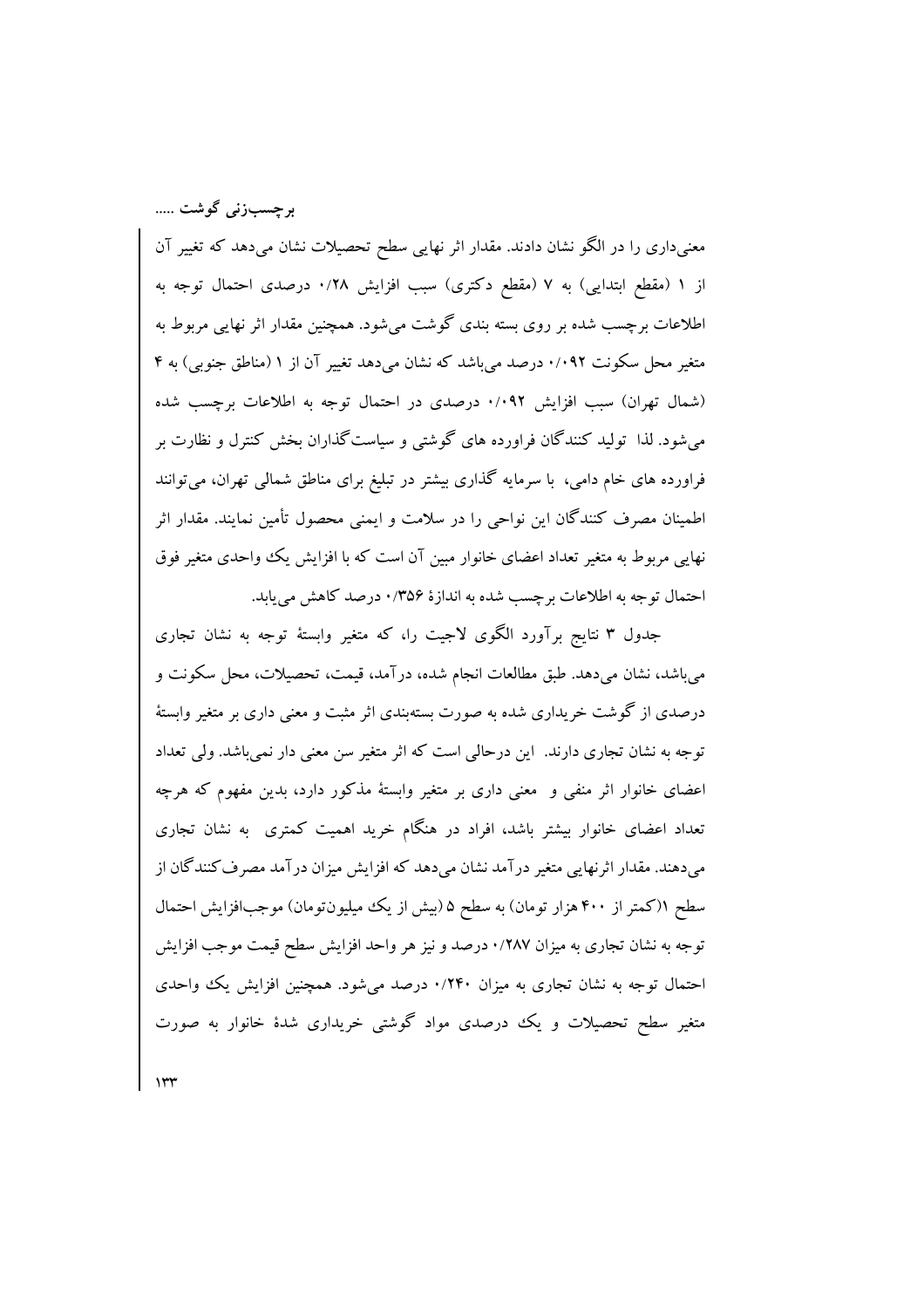معنی‌داری را در الگو نشان دادند. مقدار اثر نهایی سطح تحصیلات نشان می‌دهد که تغییر آن از ۱ (مقطع ابتدایی) به ۷ (مقطع دکتری) سبب افزایش ۰/۲۸ درصدی احتمال توجه به اطلاعات برچسب شده بر روی بسته بندی گوشت می‌شود. همچنین مقدار اثر نهایی مربوط به متغیر محل سکونت ۰/۰۹۲ درصد می‌باشد که نشان می‌دهد تغییر آن از ۱ (مناطق جنوبی) به ۴ (شمال تهران) سبب افزایش ۰/۰۹۲ درصدی در احتمال توجه به اطلاعات برچسب شده می‌شود. لذا تولید کنندگان فراورده های گوشتی و سیاست‌گذاران بخش کنترل و نظارت بر فراورده های خام دامی، با سرمایه گذاری بیشتر در تبلیغ برای مناطق شمالی تهران، می‌توانند اطمینان مصرف کنندگان این نواحی را در سلامت و ایمنی محصول تأمین نمایند. مقدار اثر نهایی مربوط به متغیر تعداد اعضای خانوار مبین آن است که با افزایش یک واحدی متغیر فوق احتمال توجه به اطلاعات برچسب شده به اندازهٔ ۰/۳۵۶ درصد کاهش می‌یابد.

جدول ۳ نتایج برآورد الگوی لاجیت را، که متغیر وابستهٔ توجه به نشان تجاری می‌باشد، نشان می‌دهد. طبق مطالعات انجام شده، درآمد، قیمت، تحصیلات، محل سکونت و درصدی از گوشت خریداری شده به صورت بسته‌بندی اثر مثبت و معنی داری بر متغیر وابستهٔ توجه به نشان تجاری دارند. این درحالی است که اثر متغیر سن معنی دار نمی‌باشد. ولی تعداد اعضای خانوار اثر منفی و معنی داری بر متغیر وابستهٔ مذکور دارد، بدین مفهوم که هرچه تعداد اعضای خانوار بیشتر باشد، افراد در هنگام خرید اهمیت کمتری به نشان تجاری می‌دهند. مقدار اثرنهایی متغیر درآمد نشان می‌دهد که افزایش میزان درآمد مصرف‌کنندگان از سطح ۱(کمتر از ۴۰۰ هزار تومان) به سطح ۵ (بیش از یک میلیون‌تومان) موجب‌افزایش احتمال توجه به نشان تجاری به میزان ۰/۲۸۷ درصد و نیز هر واحد افزایش سطح قیمت موجب افزایش احتمال توجه به نشان تجاری به میزان ۰/۲۴۰ درصد می‌شود. همچنین افزایش یک واحدی متغیر سطح تحصیلات و یک درصدی مواد گوشتی خریداری شدهٔ خانوار به صورت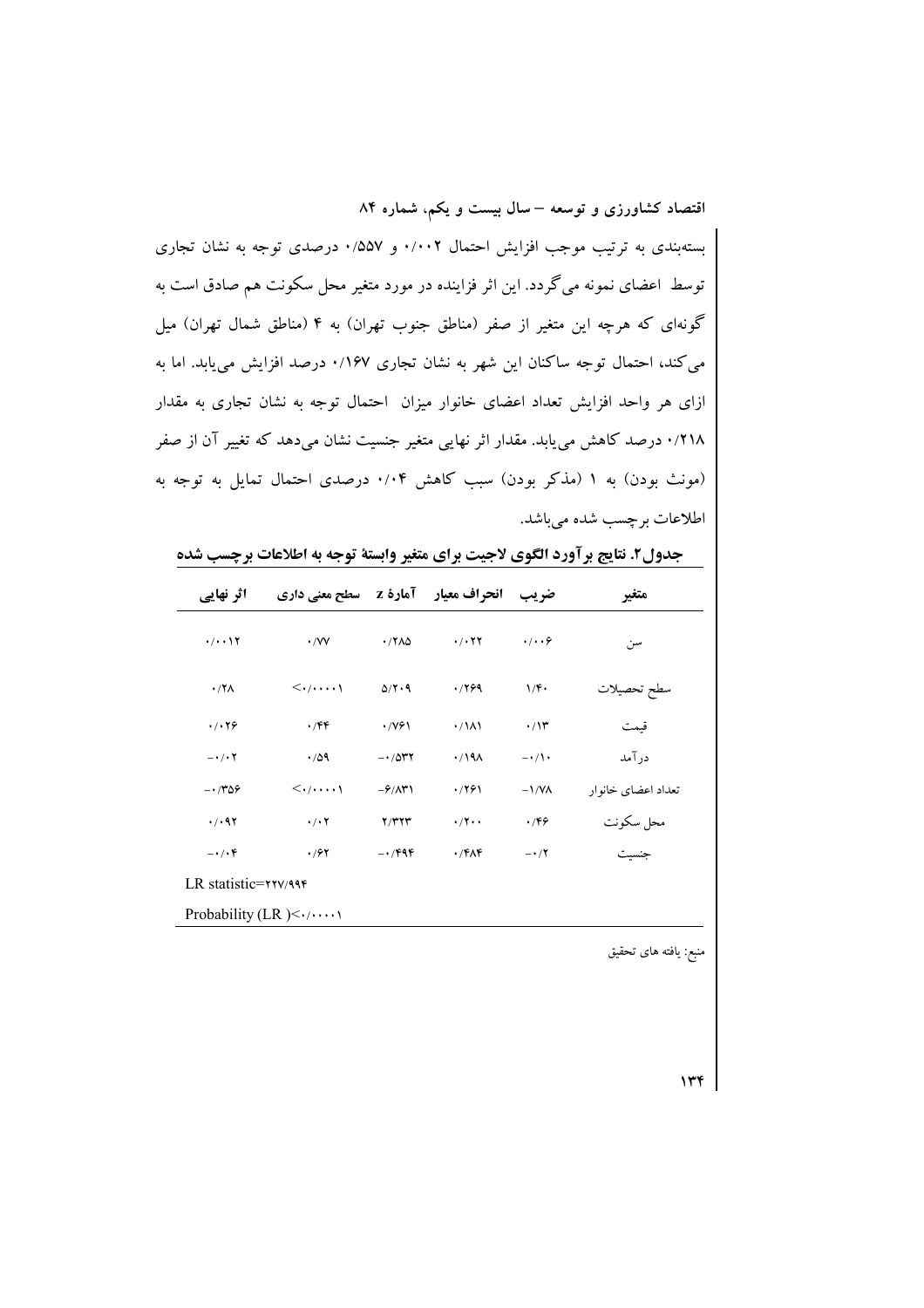بسته‌بندی به ترتیب موجب افزایش احتمال ۰/۰۰۲ و ۰/۵۵۷ درصدی توجه به نشان تجاری توسط اعضای نمونه می‌گردد. این اثر فزاینده در مورد متغیر محل سکونت هم صادق است به گونه‌ای که هرچه این متغیر از صفر (مناطق جنوب تهران) به ۴ (مناطق شمال تهران) میل می‌کند، احتمال توجه ساکنان این شهر به نشان تجاری ۰/۱۶۷ درصد افزایش می‌یابد. اما به ازای هر واحد افزایش تعداد اعضای خانوار میزان احتمال توجه به نشان تجاری به مقدار ۰/۲۱۸ درصد کاهش می‌یابد. مقدار اثر نهایی متغیر جنسیت نشان می‌دهد که تغییر آن از صفر (مونث بودن) به ۱ (مذکر بودن) سبب کاهش ۰/۰۴ درصدی احتمال تمایل به توجه به اطلاعات برچسب شده می‌باشد.

**جدول۲. نتایج برآورد الگوی لاجیت برای متغیر وابستهٔ توجه به اطلاعات برچسب شده**

| متغیر | ضریب | انحراف معیار | آمارهٔ z | سطح معنی داری | اثر نهایی |
|---|---|---|---|---|---|
| سن | ۰/۰۰۶ | ۰/۰۲۲ | ۰/۲۸۵ | ۰/۷۷ | ۰/۰۰۱۲ |
| سطح تحصیلات | ۱/۴۰ | ۰/۲۶۹ | ۵/۲۰۹ | <۰/۰۰۰۰۱ | ۰/۲۸ |
| قیمت | ۰/۱۳ | ۰/۱۸۱ | ۰/۷۶۱ | ۰/۴۴ | ۰/۰۲۶ |
| درآمد | -۰/۱۰ | ۰/۱۹۸ | -۰/۵۳۲ | ۰/۵۹ | -۰/۰۲ |
| تعداد اعضای خانوار | -۱/۷۸ | ۰/۲۶۱ | -۶/۸۳۱ | <۰/۰۰۰۰۱ | -۰/۳۵۶ |
| محل سکونت | ۰/۴۶ | ۰/۲۰۰ | ۲/۳۲۳ | ۰/۰۲ | ۰/۰۹۲ |
| جنسیت | -۰/۲ | ۰/۴۸۴ | -۰/۴۹۴ | ۰/۶۲ | -۰/۰۴ |
| LR statistic=۲۲۷/۹۹۴ | | | | | |
| Probability (LR )<۰/۰۰۰۰۱ | | | | | |

منبع: یافته های تحقیق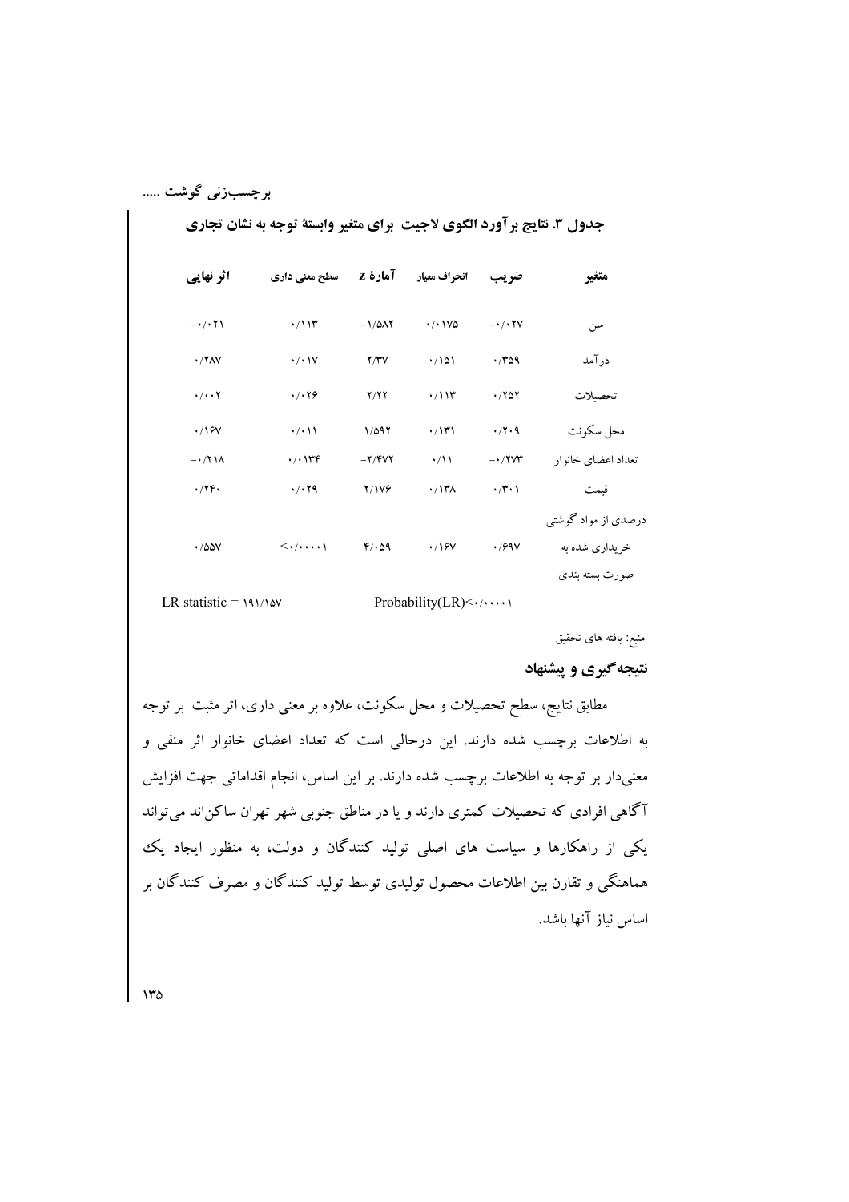**جدول ۳. نتایج برآورد الگوی لاجیت برای متغیر وابستهٔ توجه به نشان تجاری**

| متغیر | ضریب | انحراف معیار | آمارهٔ z | سطح معنی داری | اثر نهایی |
|---|---|---|---|---|---|
| سن | ۰/۰۲۷- | ۰/۰۱۷۵ | ۱/۵۸۲- | ۰/۱۱۳ | ۰/۰۲۱- |
| درآمد | ۰/۳۵۹ | ۰/۱۵۱ | ۲/۳۷ | ۰/۰۱۷ | ۰/۲۸۷ |
| تحصیلات | ۰/۲۵۲ | ۰/۱۱۳ | ۲/۲۲ | ۰/۰۲۶ | ۰/۰۰۲ |
| محل سکونت | ۰/۲۰۹ | ۰/۱۳۱ | ۱/۵۹۲ | ۰/۰۱۱ | ۰/۱۶۷ |
| تعداد اعضای خانوار | ۰/۲۷۳- | ۰/۱۱ | ۲/۴۷۲- | ۰/۰۱۳۴ | ۰/۲۱۸- |
| قیمت | ۰/۳۰۱ | ۰/۱۳۸ | ۲/۱۷۶ | ۰/۰۲۹ | ۰/۲۴۰ |
| درصدی از مواد گوشتی خریداری شده به صورت بسته بندی | ۰/۶۹۷ | ۰/۱۶۷ | ۴/۰۵۹ | ۰/۰۰۰۰۱> | ۰/۵۵۷ |
| LR statistic = ۱۹۱/۱۵۷ | | | Probability(LR)<۰/۰۰۰۰۱ | | |

منبع: یافته های تحقیق

## نتیجه‌گیری و پیشنهاد

مطابق نتایج، سطح تحصیلات و محل سکونت، علاوه بر معنی داری، اثر مثبت بر توجه به اطلاعات برچسب شده دارند. این درحالی است که تعداد اعضای خانوار اثر منفی و معنی‌دار بر توجه به اطلاعات برچسب شده دارند. بر این اساس، انجام اقداماتی جهت افزایش آگاهی افرادی که تحصیلات کمتری دارند و یا در مناطق جنوبی شهر تهران ساکن‌اند می‌تواند یکی از راهکارها و سیاست های اصلی تولید کنندگان و دولت، به منظور ایجاد یک هماهنگی و تقارن بین اطلاعات محصول تولیدی توسط تولید کنندگان و مصرف کنندگان بر اساس نیاز آنها باشد.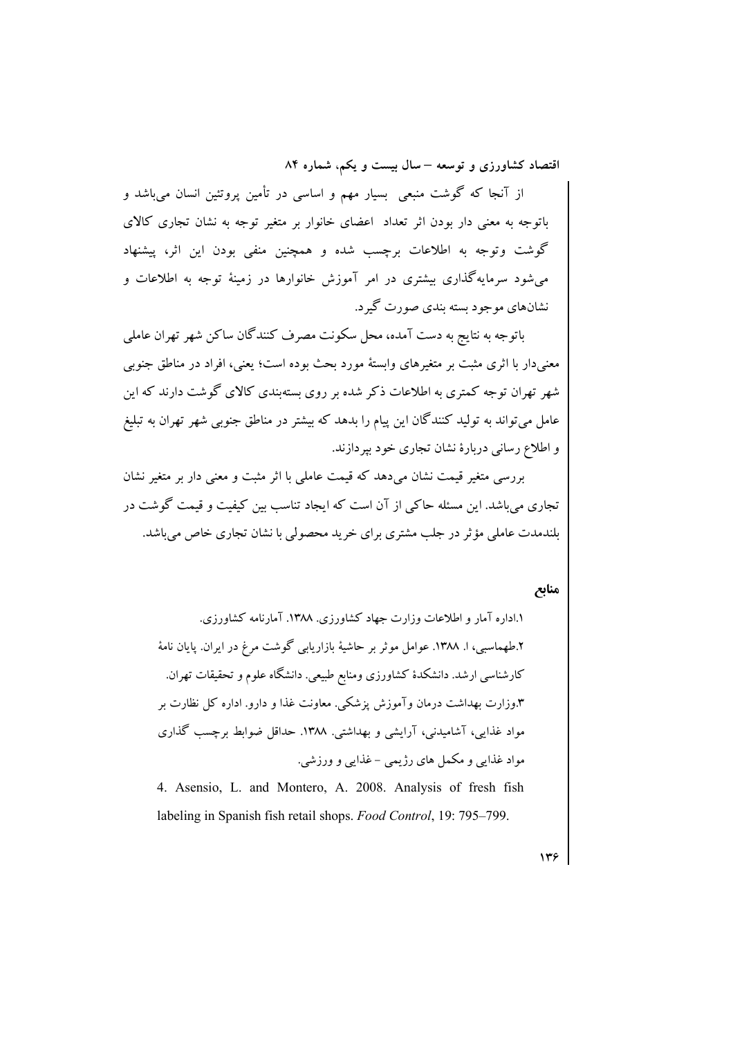از آنجا که گوشت منبعی بسیار مهم و اساسی در تأمین پروتئین انسان می‌باشد و باتوجه به معنی دار بودن اثر تعداد اعضای خانوار بر متغیر توجه به نشان تجاری کالای گوشت وتوجه به اطلاعات برچسب شده و همچنین منفی بودن این اثر، پیشنهاد می‌شود سرمایه‌گذاری بیشتری در امر آموزش خانوارها در زمینهٔ توجه به اطلاعات و نشان‌های موجود بسته بندی صورت گیرد.

باتوجه به نتایج به دست آمده، محل سکونت مصرف کنندگان ساکن شهر تهران عاملی معنی‌دار با اثری مثبت بر متغیرهای وابستهٔ مورد بحث بوده است؛ یعنی، افراد در مناطق جنوبی شهر تهران توجه کمتری به اطلاعات ذکر شده بر روی بسته‌بندی کالای گوشت دارند که این عامل می‌تواند به تولید کنندگان این پیام را بدهد که بیشتر در مناطق جنوبی شهر تهران به تبلیغ و اطلاع رسانی دربارهٔ نشان تجاری خود بپردازند.

بررسی متغیر قیمت نشان می‌دهد که قیمت عاملی با اثر مثبت و معنی دار بر متغیر نشان تجاری می‌باشد. این مسئله حاکی از آن است که ایجاد تناسب بین کیفیت و قیمت گوشت در بلندمدت عاملی مؤثر در جلب مشتری برای خرید محصولی با نشان تجاری خاص می‌باشد.

## منابع

۱.اداره آمار و اطلاعات وزارت جهاد کشاورزی. ۱۳۸۸. آمارنامه کشاورزی.

۲.طهماسبی، ا. ۱۳۸۸. عوامل موثر بر حاشیهٔ بازاریابی گوشت مرغ در ایران. پایان نامهٔ کارشناسی ارشد. دانشکدهٔ کشاورزی ومنابع طبیعی. دانشگاه علوم و تحقیقات تهران.

۳.وزارت بهداشت درمان وآموزش پزشکی. معاونت غذا و دارو. اداره کل نظارت بر مواد غذایی، آشامیدنی، آرایشی و بهداشتی. ۱۳۸۸. حداقل ضوابط برچسب گذاری مواد غذایی و مکمل های رژیمی - غذایی و ورزشی.

4. Asensio, L. and Montero, A. 2008. Analysis of fresh fish labeling in Spanish fish retail shops. *Food Control*, 19: 795–799.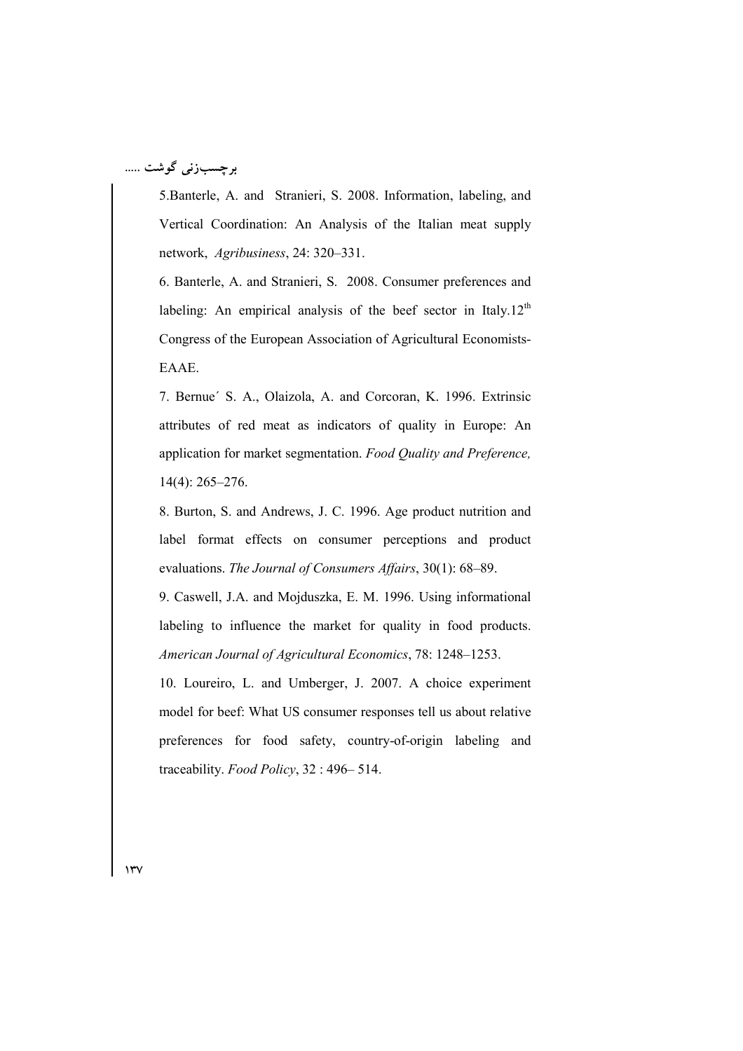5.Banterle, A. and Stranieri, S. 2008. Information, labeling, and Vertical Coordination: An Analysis of the Italian meat supply network, *Agribusiness*, 24: 320–331.

6. Banterle, A. and Stranieri, S. 2008. Consumer preferences and labeling: An empirical analysis of the beef sector in Italy.12th Congress of the European Association of Agricultural Economists-EAAE.

7. Bernue´ S. A., Olaizola, A. and Corcoran, K. 1996. Extrinsic attributes of red meat as indicators of quality in Europe: An application for market segmentation. *Food Quality and Preference,* 14(4): 265–276.

8. Burton, S. and Andrews, J. C. 1996. Age product nutrition and label format effects on consumer perceptions and product evaluations. *The Journal of Consumers Affairs*, 30(1): 68–89.

9. Caswell, J.A. and Mojduszka, E. M. 1996. Using informational labeling to influence the market for quality in food products. *American Journal of Agricultural Economics*, 78: 1248–1253.

10. Loureiro, L. and Umberger, J. 2007. A choice experiment model for beef: What US consumer responses tell us about relative preferences for food safety, country-of-origin labeling and traceability. *Food Policy*, 32 : 496– 514.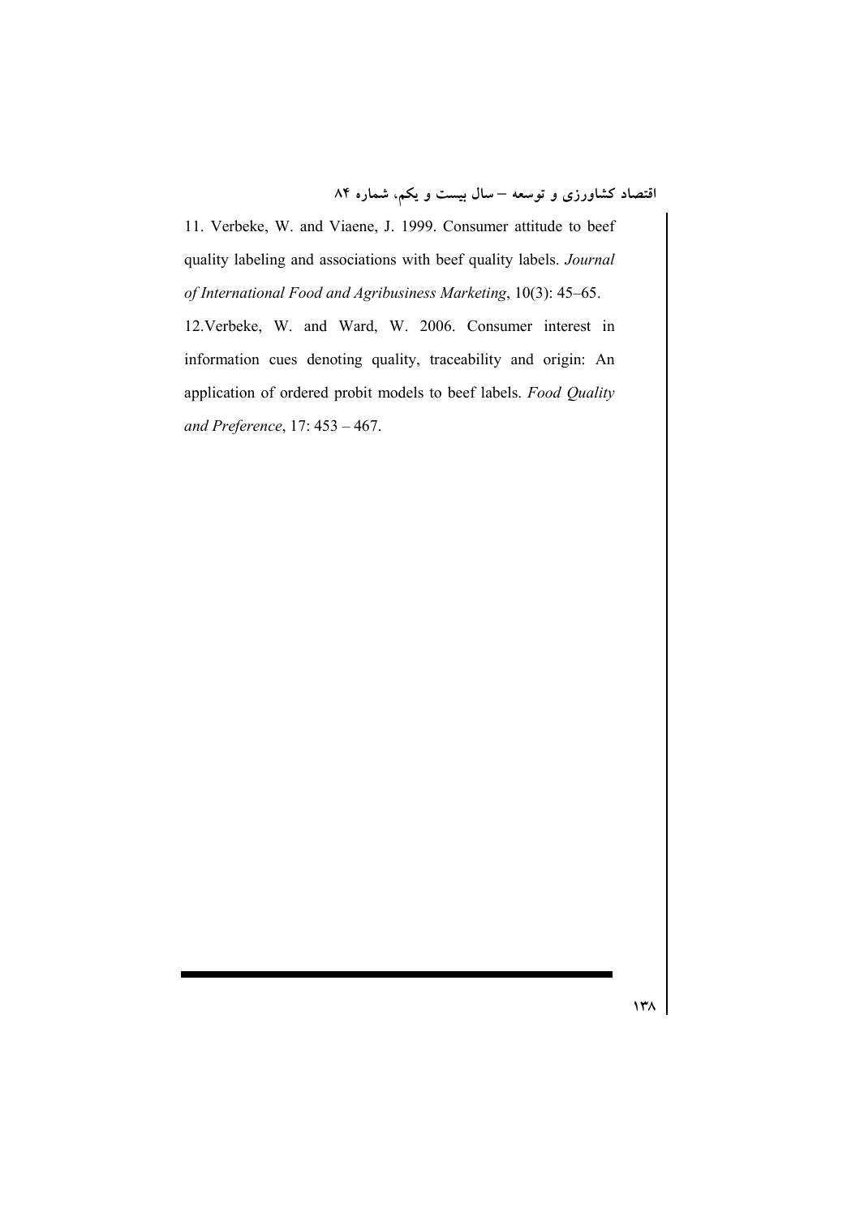11. Verbeke, W. and Viaene, J. 1999. Consumer attitude to beef quality labeling and associations with beef quality labels. *Journal of International Food and Agribusiness Marketing*, 10(3): 45–65.

12.Verbeke, W. and Ward, W. 2006. Consumer interest in information cues denoting quality, traceability and origin: An application of ordered probit models to beef labels. *Food Quality and Preference*, 17: 453 – 467.